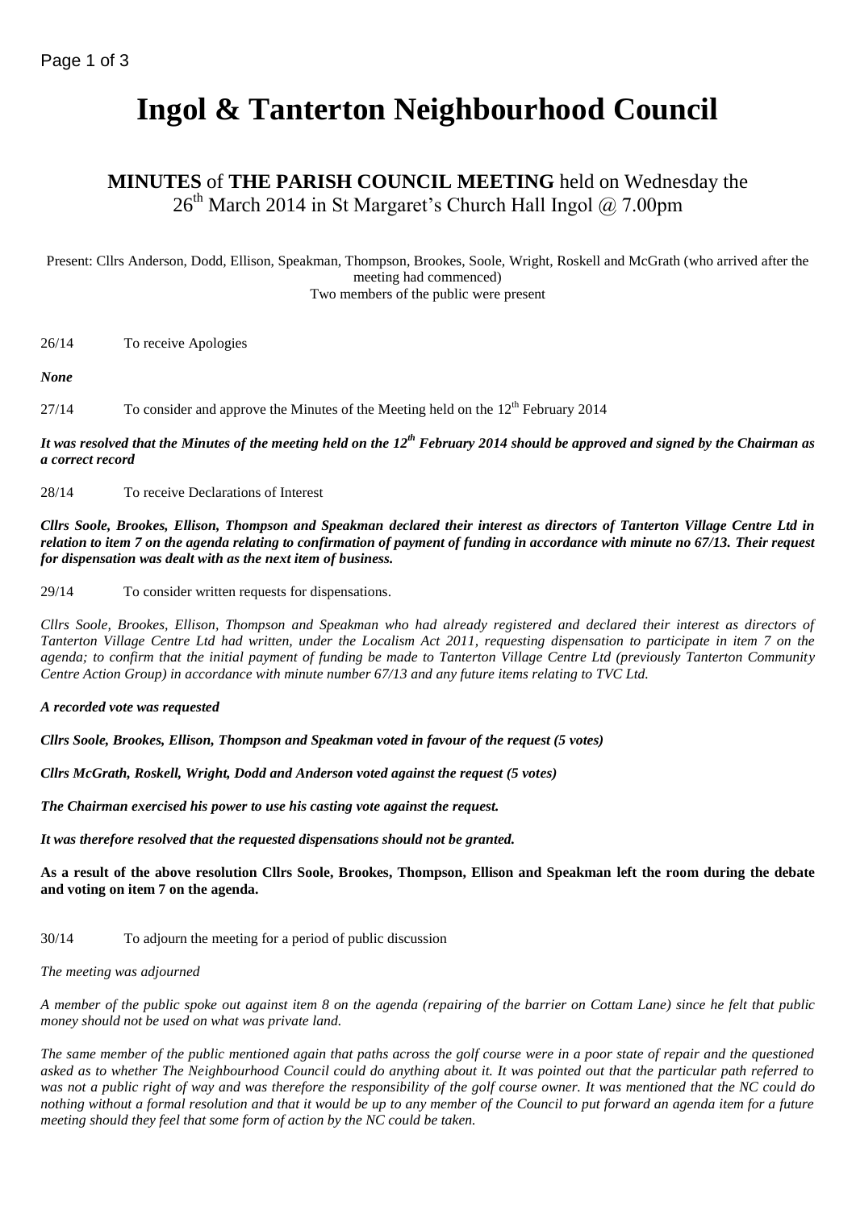# Ingol & Tanterton Neighbourhood Council

## MINUTES of THE PARISH COUNCIL MEETING held on Wednesday the 26th March 2014 in St Margaret's Church Hall Ingol @ 7.00pm

Present: Cllrs Anderson, Dodd, Ellison, Speakman, Thompson, Brookes, Soole, Wright, Roskell and McGrath (who arrived after the meeting had commenced)
Two members of the public were present

26/14 To receive Apologies

***None***

27/14 To consider and approve the Minutes of the Meeting held on the 12th February 2014

***It was resolved that the Minutes of the meeting held on the 12th February 2014 should be approved and signed by the Chairman as a correct record***

28/14 To receive Declarations of Interest

***Cllrs Soole, Brookes, Ellison, Thompson and Speakman declared their interest as directors of Tanterton Village Centre Ltd in relation to item 7 on the agenda relating to confirmation of payment of funding in accordance with minute no 67/13. Their request for dispensation was dealt with as the next item of business.***

29/14 To consider written requests for dispensations.

*Cllrs Soole, Brookes, Ellison, Thompson and Speakman who had already registered and declared their interest as directors of Tanterton Village Centre Ltd had written, under the Localism Act 2011, requesting dispensation to participate in item 7 on the agenda; to confirm that the initial payment of funding be made to Tanterton Village Centre Ltd (previously Tanterton Community Centre Action Group) in accordance with minute number 67/13 and any future items relating to TVC Ltd.*

***A recorded vote was requested***

***Cllrs Soole, Brookes, Ellison, Thompson and Speakman voted in favour of the request (5 votes)***

***Cllrs McGrath, Roskell, Wright, Dodd and Anderson voted against the request (5 votes)***

***The Chairman exercised his power to use his casting vote against the request.***

***It was therefore resolved that the requested dispensations should not be granted.***

**As a result of the above resolution Cllrs Soole, Brookes, Thompson, Ellison and Speakman left the room during the debate and voting on item 7 on the agenda.**

30/14 To adjourn the meeting for a period of public discussion

*The meeting was adjourned*

*A member of the public spoke out against item 8 on the agenda (repairing of the barrier on Cottam Lane) since he felt that public money should not be used on what was private land.*

*The same member of the public mentioned again that paths across the golf course were in a poor state of repair and the questioned asked as to whether The Neighbourhood Council could do anything about it. It was pointed out that the particular path referred to was not a public right of way and was therefore the responsibility of the golf course owner. It was mentioned that the NC could do nothing without a formal resolution and that it would be up to any member of the Council to put forward an agenda item for a future meeting should they feel that some form of action by the NC could be taken.*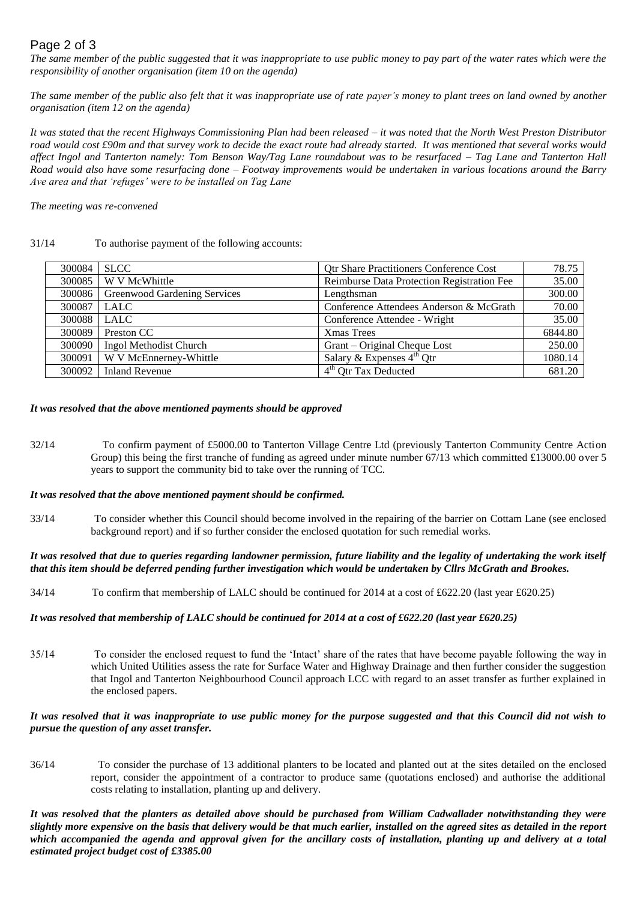*The same member of the public suggested that it was inappropriate to use public money to pay part of the water rates which were the responsibility of another organisation (item 10 on the agenda)*

*The same member of the public also felt that it was inappropriate use of rate payer's money to plant trees on land owned by another organisation (item 12 on the agenda)*

*It was stated that the recent Highways Commissioning Plan had been released – it was noted that the North West Preston Distributor road would cost £90m and that survey work to decide the exact route had already started. It was mentioned that several works would affect Ingol and Tanterton namely: Tom Benson Way/Tag Lane roundabout was to be resurfaced – Tag Lane and Tanterton Hall Road would also have some resurfacing done – Footway improvements would be undertaken in various locations around the Barry Ave area and that 'refuges' were to be installed on Tag Lane*

*The meeting was re-convened*

31/14 To authorise payment of the following accounts:

| | | | |
|---|---|---|---|
| 300084 | SLCC | Qtr Share Practitioners Conference Cost | 78.75 |
| 300085 | W V McWhittle | Reimburse Data Protection Registration Fee | 35.00 |
| 300086 | Greenwood Gardening Services | Lengthsman | 300.00 |
| 300087 | LALC | Conference Attendees Anderson & McGrath | 70.00 |
| 300088 | LALC | Conference Attendee - Wright | 35.00 |
| 300089 | Preston CC | Xmas Trees | 6844.80 |
| 300090 | Ingol Methodist Church | Grant – Original Cheque Lost | 250.00 |
| 300091 | W V McEnnerney-Whittle | Salary & Expenses 4th Qtr | 1080.14 |
| 300092 | Inland Revenue | 4th Qtr Tax Deducted | 681.20 |

***It was resolved that the above mentioned payments should be approved***

32/14 To confirm payment of £5000.00 to Tanterton Village Centre Ltd (previously Tanterton Community Centre Action Group) this being the first tranche of funding as agreed under minute number 67/13 which committed £13000.00 over 5 years to support the community bid to take over the running of TCC.

***It was resolved that the above mentioned payment should be confirmed.***

33/14 To consider whether this Council should become involved in the repairing of the barrier on Cottam Lane (see enclosed background report) and if so further consider the enclosed quotation for such remedial works.

***It was resolved that due to queries regarding landowner permission, future liability and the legality of undertaking the work itself that this item should be deferred pending further investigation which would be undertaken by Cllrs McGrath and Brookes.***

34/14 To confirm that membership of LALC should be continued for 2014 at a cost of £622.20 (last year £620.25)

***It was resolved that membership of LALC should be continued for 2014 at a cost of £622.20 (last year £620.25)***

35/14 To consider the enclosed request to fund the 'Intact' share of the rates that have become payable following the way in which United Utilities assess the rate for Surface Water and Highway Drainage and then further consider the suggestion that Ingol and Tanterton Neighbourhood Council approach LCC with regard to an asset transfer as further explained in the enclosed papers.

***It was resolved that it was inappropriate to use public money for the purpose suggested and that this Council did not wish to pursue the question of any asset transfer.***

36/14 To consider the purchase of 13 additional planters to be located and planted out at the sites detailed on the enclosed report, consider the appointment of a contractor to produce same (quotations enclosed) and authorise the additional costs relating to installation, planting up and delivery.

***It was resolved that the planters as detailed above should be purchased from William Cadwallader notwithstanding they were slightly more expensive on the basis that delivery would be that much earlier, installed on the agreed sites as detailed in the report which accompanied the agenda and approval given for the ancillary costs of installation, planting up and delivery at a total estimated project budget cost of £3385.00***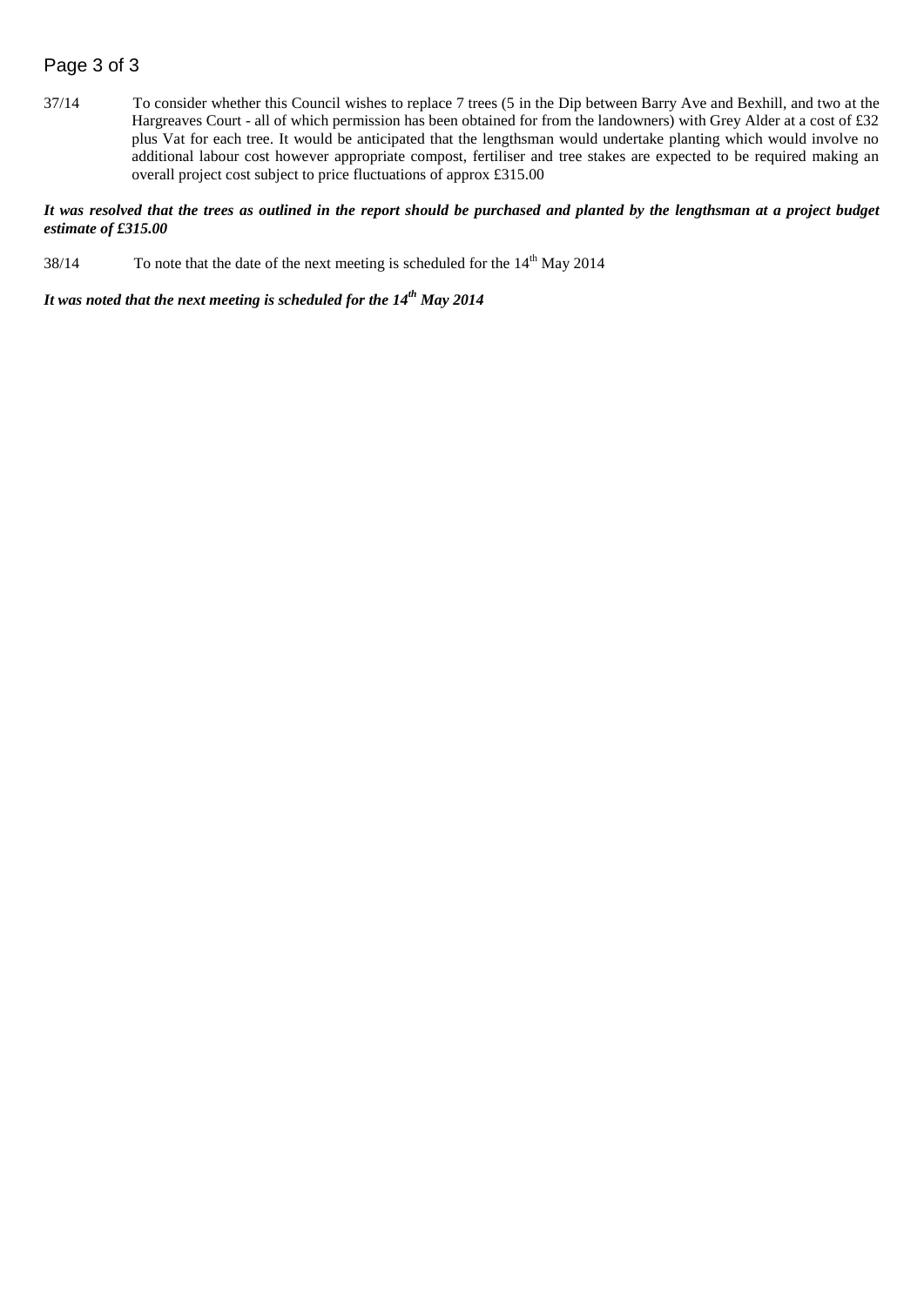37/14 To consider whether this Council wishes to replace 7 trees (5 in the Dip between Barry Ave and Bexhill, and two at the Hargreaves Court - all of which permission has been obtained for from the landowners) with Grey Alder at a cost of £32 plus Vat for each tree. It would be anticipated that the lengthsman would undertake planting which would involve no additional labour cost however appropriate compost, fertiliser and tree stakes are expected to be required making an overall project cost subject to price fluctuations of approx £315.00

***It was resolved that the trees as outlined in the report should be purchased and planted by the lengthsman at a project budget estimate of £315.00***

38/14 To note that the date of the next meeting is scheduled for the 14th May 2014

***It was noted that the next meeting is scheduled for the 14th May 2014***